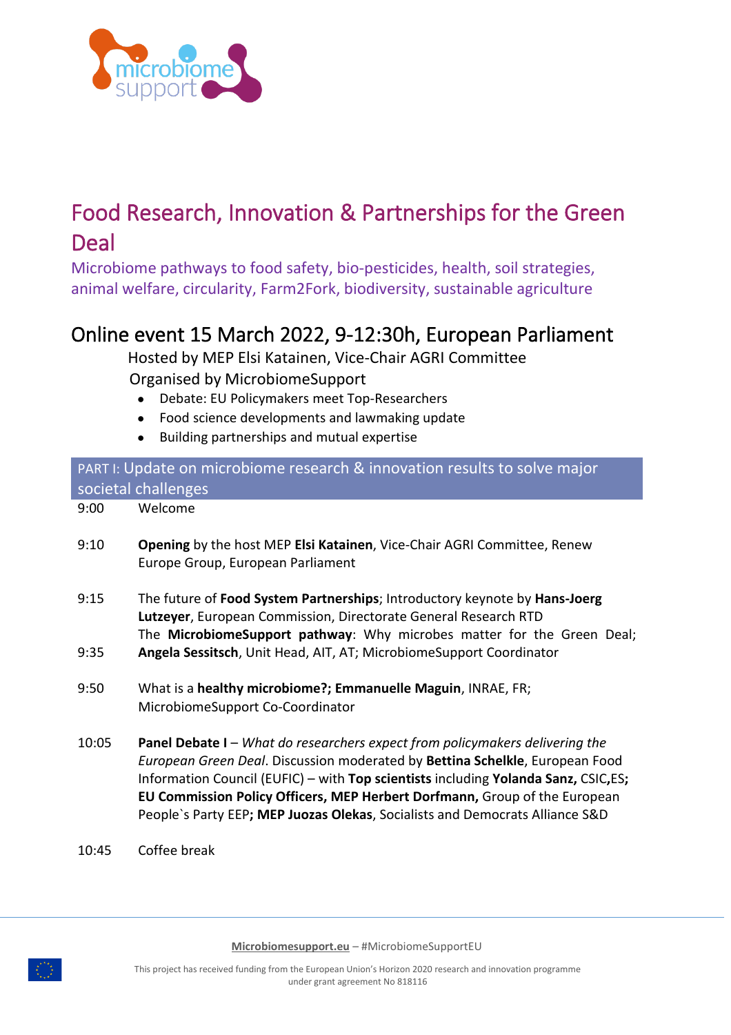# Food Research, Innovation & Partnerships for the Green Deal

Microbiome pathways to food safety, bio-pesticides, health, soil strategies, animal welfare, circularity, Farm2Fork, biodiversity, sustainable agriculture

## Online event 15 March 2022, 9-12:30h, European Parliament

Hosted by MEP Elsi Katainen, Vice-Chair AGRI Committee

Organised by MicrobiomeSupport

- Debate: EU Policymakers meet Top-Researchers
- Food science developments and lawmaking update
- Building partnerships and mutual expertise

### PART I: Update on microbiome research & innovation results to solve major societal challenges

| | |
|---|---|
| 9:00 | Welcome |
| 9:10 | **Opening** by the host MEP **Elsi Katainen**, Vice-Chair AGRI Committee, Renew Europe Group, European Parliament |
| 9:15 | The future of **Food System Partnerships**; Introductory keynote by **Hans-Joerg Lutzeyer**, European Commission, Directorate General Research RTD |
| 9:35 | The **MicrobiomeSupport pathway**: Why microbes matter for the Green Deal; **Angela Sessitsch**, Unit Head, AIT, AT; MicrobiomeSupport Coordinator |
| 9:50 | What is a **healthy microbiome?; Emmanuelle Maguin**, INRAE, FR; MicrobiomeSupport Co-Coordinator |
| 10:05 | **Panel Debate I** – *What do researchers expect from policymakers delivering the European Green Deal*. Discussion moderated by **Bettina Schelkle**, European Food Information Council (EUFIC) – with **Top scientists** including **Yolanda Sanz,** CSIC,ES**; EU Commission Policy Officers, MEP Herbert Dorfmann,** Group of the European People`s Party EEP**; MEP Juozas Olekas**, Socialists and Democrats Alliance S&D |
| 10:45 | Coffee break |

**Microbiomesupport.eu** – #MicrobiomeSupportEU

This project has received funding from the European Union's Horizon 2020 research and innovation programme under grant agreement No 818116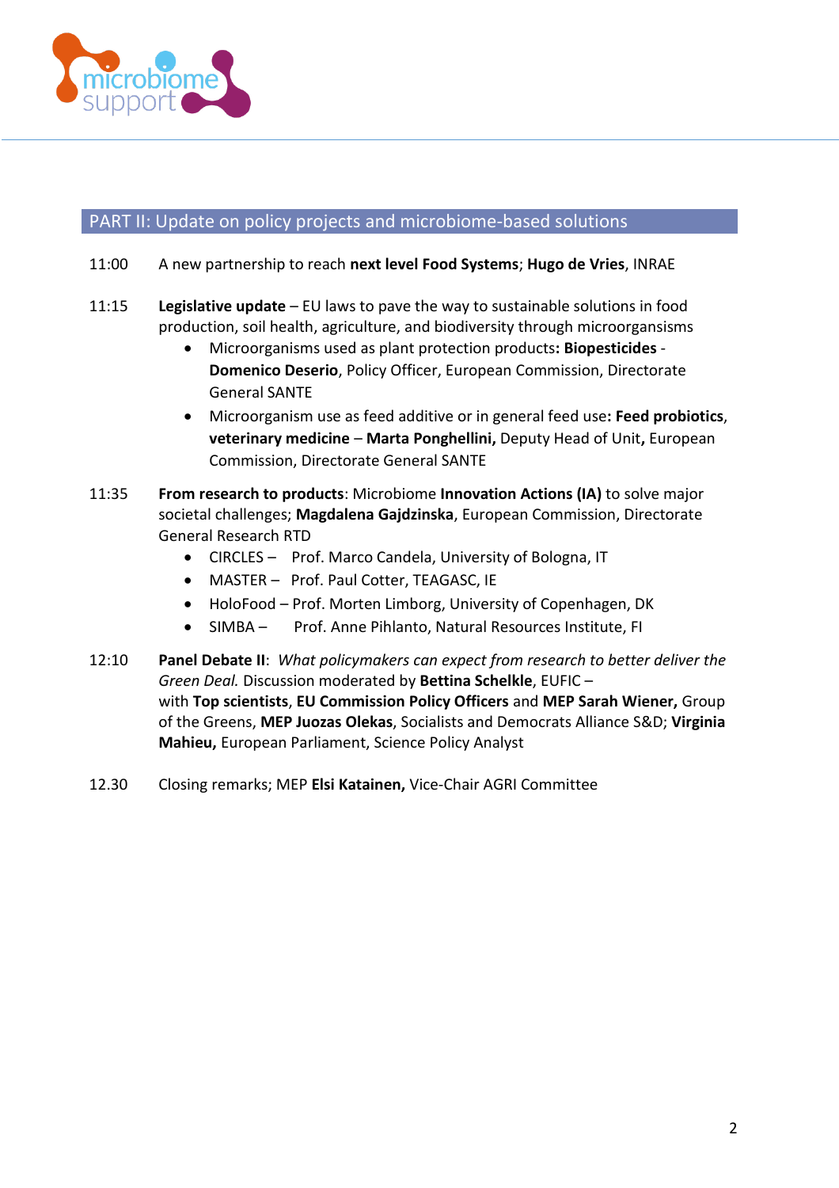## PART II: Update on policy projects and microbiome-based solutions

11:00 A new partnership to reach **next level Food Systems**; **Hugo de Vries**, INRAE

11:15 **Legislative update** – EU laws to pave the way to sustainable solutions in food production, soil health, agriculture, and biodiversity through microorgansisms

- Microorganisms used as plant protection products**: Biopesticides** - **Domenico Deserio**, Policy Officer, European Commission, Directorate General SANTE
- Microorganism use as feed additive or in general feed use**: Feed probiotics**, **veterinary medicine** – **Marta Ponghellini,** Deputy Head of Unit**,** European Commission, Directorate General SANTE

11:35 **From research to products**: Microbiome **Innovation Actions (IA)** to solve major societal challenges; **Magdalena Gajdzinska**, European Commission, Directorate General Research RTD

- CIRCLES – Prof. Marco Candela, University of Bologna, IT
- MASTER – Prof. Paul Cotter, TEAGASC, IE
- HoloFood – Prof. Morten Limborg, University of Copenhagen, DK
- SIMBA – Prof. Anne Pihlanto, Natural Resources Institute, FI

12:10 **Panel Debate II**: *What policymakers can expect from research to better deliver the Green Deal.* Discussion moderated by **Bettina Schelkle**, EUFIC – with **Top scientists**, **EU Commission Policy Officers** and **MEP Sarah Wiener,** Group of the Greens, **MEP Juozas Olekas**, Socialists and Democrats Alliance S&D; **Virginia Mahieu,** European Parliament, Science Policy Analyst

12.30 Closing remarks; MEP **Elsi Katainen,** Vice-Chair AGRI Committee